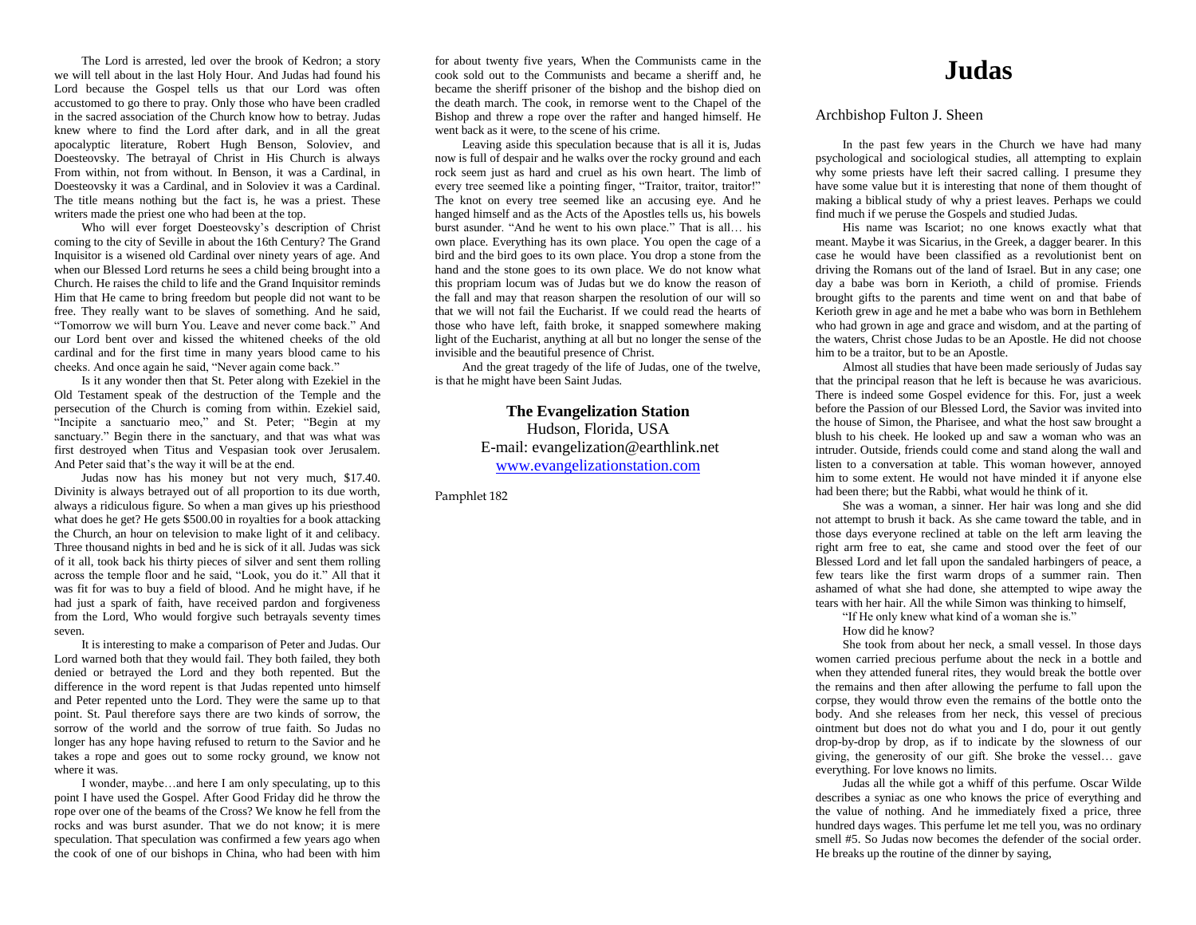The Lord is arrested, led over the brook of Kedron; a story we will tell about in the last Holy Hour. And Judas had found his Lord because the Gospel tells us that our Lord was often accustomed to go there to pray. Only those who have been cradled in the sacred association of the Church know how to betray. Judas knew where to find the Lord after dark, and in all the great apocalyptic literature, Robert Hugh Benson, Soloviev, and Doesteovsky. The betrayal of Christ in His Church is always From within, not from without. In Benson, it was a Cardinal, in Doesteovsky it was a Cardinal, and in Soloviev it was a Cardinal. The title means nothing but the fact is, he was a priest. These writers made the priest one who had been at the top.

Who will ever forget Doesteovsky's description of Christ coming to the city of Seville in about the 16th Century? The Grand Inquisitor is a wisened old Cardinal over ninety years of age. And when our Blessed Lord returns he sees a child being brought into a Church. He raises the child to life and the Grand Inquisitor reminds Him that He came to bring freedom but people did not want to be free. They really want to be slaves of something. And he said, "Tomorrow we will burn You. Leave and never come back." And our Lord bent over and kissed the whitened cheeks of the old cardinal and for the first time in many years blood came to his cheeks. And once again he said, "Never again come back."

Is it any wonder then that St. Peter along with Ezekiel in the Old Testament speak of the destruction of the Temple and the persecution of the Church is coming from within. Ezekiel said, "Incipite a sanctuario meo," and St. Peter; "Begin at my sanctuary." Begin there in the sanctuary, and that was what was first destroyed when Titus and Vespasian took over Jerusalem. And Peter said that's the way it will be at the end.

Judas now has his money but not very much, $17.40. Divinity is always betrayed out of all proportion to its due worth, always a ridiculous figure. So when a man gives up his priesthood what does he get? He gets $500.00 in royalties for a book attacking the Church, an hour on television to make light of it and celibacy. Three thousand nights in bed and he is sick of it all. Judas was sick of it all, took back his thirty pieces of silver and sent them rolling across the temple floor and he said, "Look, you do it." All that it was fit for was to buy a field of blood. And he might have, if he had just a spark of faith, have received pardon and forgiveness from the Lord, Who would forgive such betrayals seventy times seven.

It is interesting to make a comparison of Peter and Judas. Our Lord warned both that they would fail. They both failed, they both denied or betrayed the Lord and they both repented. But the difference in the word repent is that Judas repented unto himself and Peter repented unto the Lord. They were the same up to that point. St. Paul therefore says there are two kinds of sorrow, the sorrow of the world and the sorrow of true faith. So Judas no longer has any hope having refused to return to the Savior and he takes a rope and goes out to some rocky ground, we know not where it was.

I wonder, maybe…and here I am only speculating, up to this point I have used the Gospel. After Good Friday did he throw the rope over one of the beams of the Cross? We know he fell from the rocks and was burst asunder. That we do not know; it is mere speculation. That speculation was confirmed a few years ago when the cook of one of our bishops in China, who had been with him for about twenty five years, When the Communists came in the cook sold out to the Communists and became a sheriff and, he became the sheriff prisoner of the bishop and the bishop died on the death march. The cook, in remorse went to the Chapel of the Bishop and threw a rope over the rafter and hanged himself. He went back as it were, to the scene of his crime.

Leaving aside this speculation because that is all it is, Judas now is full of despair and he walks over the rocky ground and each rock seem just as hard and cruel as his own heart. The limb of every tree seemed like a pointing finger, "Traitor, traitor, traitor!" The knot on every tree seemed like an accusing eye. And he hanged himself and as the Acts of the Apostles tells us, his bowels burst asunder. "And he went to his own place." That is all… his own place. Everything has its own place. You open the cage of a bird and the bird goes to its own place. You drop a stone from the hand and the stone goes to its own place. We do not know what this propriam locum was of Judas but we do know the reason of the fall and may that reason sharpen the resolution of our will so that we will not fail the Eucharist. If we could read the hearts of those who have left, faith broke, it snapped somewhere making light of the Eucharist, anything at all but no longer the sense of the invisible and the beautiful presence of Christ.

And the great tragedy of the life of Judas, one of the twelve, is that he might have been Saint Judas.

**The Evangelization Station**
Hudson, Florida, USA
E-mail: evangelization@earthlink.net
www.evangelizationstation.com

Pamphlet 182

# Judas

Archbishop Fulton J. Sheen

In the past few years in the Church we have had many psychological and sociological studies, all attempting to explain why some priests have left their sacred calling. I presume they have some value but it is interesting that none of them thought of making a biblical study of why a priest leaves. Perhaps we could find much if we peruse the Gospels and studied Judas.

His name was Iscariot; no one knows exactly what that meant. Maybe it was Sicarius, in the Greek, a dagger bearer. In this case he would have been classified as a revolutionist bent on driving the Romans out of the land of Israel. But in any case; one day a babe was born in Kerioth, a child of promise. Friends brought gifts to the parents and time went on and that babe of Kerioth grew in age and he met a babe who was born in Bethlehem who had grown in age and grace and wisdom, and at the parting of the waters, Christ chose Judas to be an Apostle. He did not choose him to be a traitor, but to be an Apostle.

Almost all studies that have been made seriously of Judas say that the principal reason that he left is because he was avaricious. There is indeed some Gospel evidence for this. For, just a week before the Passion of our Blessed Lord, the Savior was invited into the house of Simon, the Pharisee, and what the host saw brought a blush to his cheek. He looked up and saw a woman who was an intruder. Outside, friends could come and stand along the wall and listen to a conversation at table. This woman however, annoyed him to some extent. He would not have minded it if anyone else had been there; but the Rabbi, what would he think of it.

She was a woman, a sinner. Her hair was long and she did not attempt to brush it back. As she came toward the table, and in those days everyone reclined at table on the left arm leaving the right arm free to eat, she came and stood over the feet of our Blessed Lord and let fall upon the sandaled harbingers of peace, a few tears like the first warm drops of a summer rain. Then ashamed of what she had done, she attempted to wipe away the tears with her hair. All the while Simon was thinking to himself,

"If He only knew what kind of a woman she is."

How did he know?

She took from about her neck, a small vessel. In those days women carried precious perfume about the neck in a bottle and when they attended funeral rites, they would break the bottle over the remains and then after allowing the perfume to fall upon the corpse, they would throw even the remains of the bottle onto the body. And she releases from her neck, this vessel of precious ointment but does not do what you and I do, pour it out gently drop-by-drop, as if to indicate by the slowness of our giving, the generosity of our gift. She broke the vessel… gave everything. For love knows no limits.

Judas all the while got a whiff of this perfume. Oscar Wilde describes a syniac as one who knows the price of everything and the value of nothing. And he immediately fixed a price, three hundred days wages. This perfume let me tell you, was no ordinary smell #5. So Judas now becomes the defender of the social order. He breaks up the routine of the dinner by saying,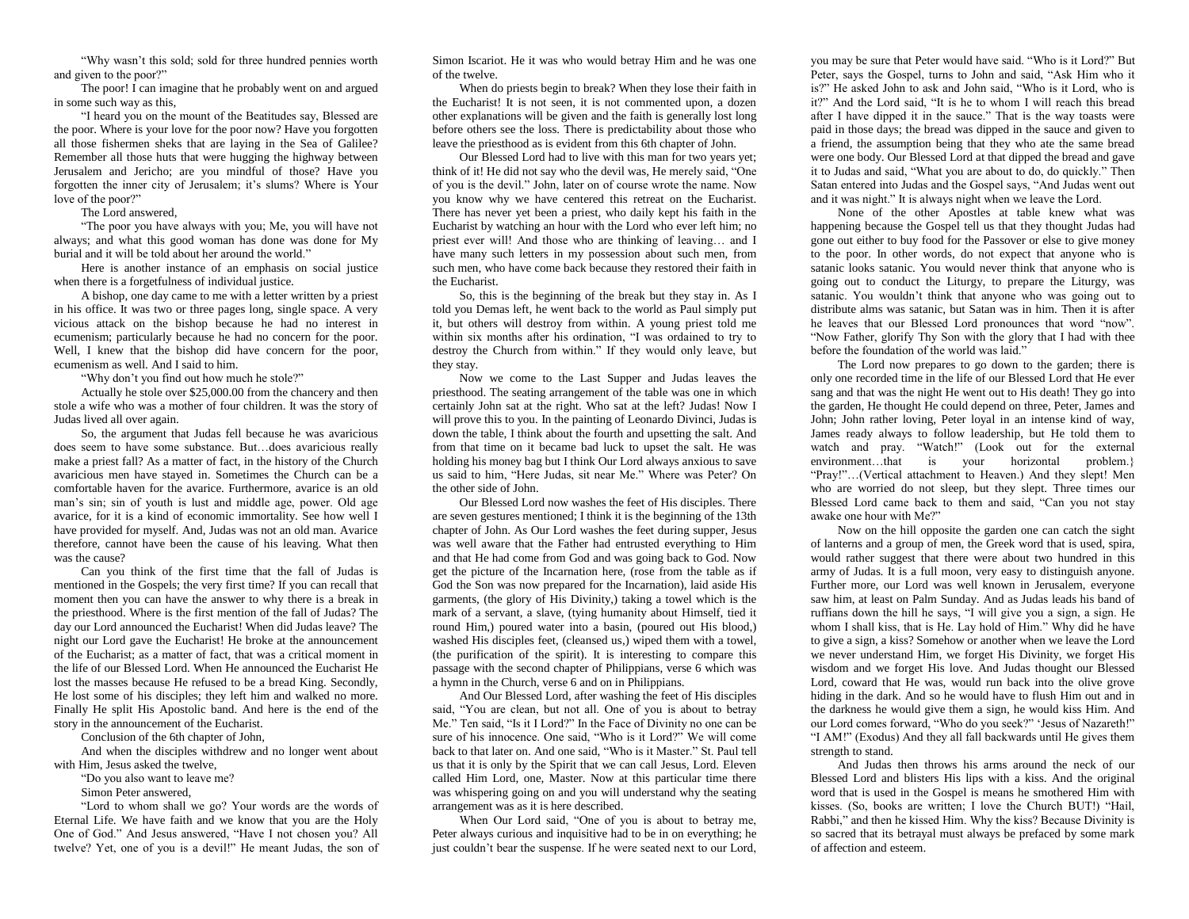"Why wasn't this sold; sold for three hundred pennies worth and given to the poor?"

The poor! I can imagine that he probably went on and argued in some such way as this,

"I heard you on the mount of the Beatitudes say, Blessed are the poor. Where is your love for the poor now? Have you forgotten all those fishermen sheks that are laying in the Sea of Galilee? Remember all those huts that were hugging the highway between Jerusalem and Jericho; are you mindful of those? Have you forgotten the inner city of Jerusalem; it's slums? Where is Your love of the poor?"

The Lord answered,

"The poor you have always with you; Me, you will have not always; and what this good woman has done was done for My burial and it will be told about her around the world."

Here is another instance of an emphasis on social justice when there is a forgetfulness of individual justice.

A bishop, one day came to me with a letter written by a priest in his office. It was two or three pages long, single space. A very vicious attack on the bishop because he had no interest in ecumenism; particularly because he had no concern for the poor. Well, I knew that the bishop did have concern for the poor, ecumenism as well. And I said to him.

"Why don't you find out how much he stole?"

Actually he stole over $25,000.00 from the chancery and then stole a wife who was a mother of four children. It was the story of Judas lived all over again.

So, the argument that Judas fell because he was avaricious does seem to have some substance. But…does avaricious really make a priest fall? As a matter of fact, in the history of the Church avaricious men have stayed in. Sometimes the Church can be a comfortable haven for the avarice. Furthermore, avarice is an old man's sin; sin of youth is lust and middle age, power. Old age avarice, for it is a kind of economic immortality. See how well I have provided for myself. And, Judas was not an old man. Avarice therefore, cannot have been the cause of his leaving. What then was the cause?

Can you think of the first time that the fall of Judas is mentioned in the Gospels; the very first time? If you can recall that moment then you can have the answer to why there is a break in the priesthood. Where is the first mention of the fall of Judas? The day our Lord announced the Eucharist! When did Judas leave? The night our Lord gave the Eucharist! He broke at the announcement of the Eucharist; as a matter of fact, that was a critical moment in the life of our Blessed Lord. When He announced the Eucharist He lost the masses because He refused to be a bread King. Secondly, He lost some of his disciples; they left him and walked no more. Finally He split His Apostolic band. And here is the end of the story in the announcement of the Eucharist.

Conclusion of the 6th chapter of John,

And when the disciples withdrew and no longer went about with Him, Jesus asked the twelve,

"Do you also want to leave me?

Simon Peter answered,

"Lord to whom shall we go? Your words are the words of Eternal Life. We have faith and we know that you are the Holy One of God." And Jesus answered, "Have I not chosen you? All twelve? Yet, one of you is a devil!" He meant Judas, the son of Simon Iscariot. He it was who would betray Him and he was one of the twelve.

When do priests begin to break? When they lose their faith in the Eucharist! It is not seen, it is not commented upon, a dozen other explanations will be given and the faith is generally lost long before others see the loss. There is predictability about those who leave the priesthood as is evident from this 6th chapter of John.

Our Blessed Lord had to live with this man for two years yet; think of it! He did not say who the devil was, He merely said, "One of you is the devil." John, later on of course wrote the name. Now you know why we have centered this retreat on the Eucharist. There has never yet been a priest, who daily kept his faith in the Eucharist by watching an hour with the Lord who ever left him; no priest ever will! And those who are thinking of leaving… and I have many such letters in my possession about such men, from such men, who have come back because they restored their faith in the Eucharist.

So, this is the beginning of the break but they stay in. As I told you Demas left, he went back to the world as Paul simply put it, but others will destroy from within. A young priest told me within six months after his ordination, "I was ordained to try to destroy the Church from within." If they would only leave, but they stay.

Now we come to the Last Supper and Judas leaves the priesthood. The seating arrangement of the table was one in which certainly John sat at the right. Who sat at the left? Judas! Now I will prove this to you. In the painting of Leonardo Divinci, Judas is down the table, I think about the fourth and upsetting the salt. And from that time on it became bad luck to upset the salt. He was holding his money bag but I think Our Lord always anxious to save us said to him, "Here Judas, sit near Me." Where was Peter? On the other side of John.

Our Blessed Lord now washes the feet of His disciples. There are seven gestures mentioned; I think it is the beginning of the 13th chapter of John. As Our Lord washes the feet during supper, Jesus was well aware that the Father had entrusted everything to Him and that He had come from God and was going back to God. Now get the picture of the Incarnation here, (rose from the table as if God the Son was now prepared for the Incarnation), laid aside His garments, (the glory of His Divinity,) taking a towel which is the mark of a servant, a slave, (tying humanity about Himself, tied it round Him,) poured water into a basin, (poured out His blood,) washed His disciples feet, (cleansed us,) wiped them with a towel, (the purification of the spirit). It is interesting to compare this passage with the second chapter of Philippians, verse 6 which was a hymn in the Church, verse 6 and on in Philippians.

And Our Blessed Lord, after washing the feet of His disciples said, "You are clean, but not all. One of you is about to betray Me." Ten said, "Is it I Lord?" In the Face of Divinity no one can be sure of his innocence. One said, "Who is it Lord?" We will come back to that later on. And one said, "Who is it Master." St. Paul tell us that it is only by the Spirit that we can call Jesus, Lord. Eleven called Him Lord, one, Master. Now at this particular time there was whispering going on and you will understand why the seating arrangement was as it is here described.

When Our Lord said, "One of you is about to betray me, Peter always curious and inquisitive had to be in on everything; he just couldn't bear the suspense. If he were seated next to our Lord, you may be sure that Peter would have said. "Who is it Lord?" But Peter, says the Gospel, turns to John and said, "Ask Him who it is?" He asked John to ask and John said, "Who is it Lord, who is it?" And the Lord said, "It is he to whom I will reach this bread after I have dipped it in the sauce." That is the way toasts were paid in those days; the bread was dipped in the sauce and given to a friend, the assumption being that they who ate the same bread were one body. Our Blessed Lord at that dipped the bread and gave it to Judas and said, "What you are about to do, do quickly." Then Satan entered into Judas and the Gospel says, "And Judas went out and it was night." It is always night when we leave the Lord.

None of the other Apostles at table knew what was happening because the Gospel tell us that they thought Judas had gone out either to buy food for the Passover or else to give money to the poor. In other words, do not expect that anyone who is satanic looks satanic. You would never think that anyone who is going out to conduct the Liturgy, to prepare the Liturgy, was satanic. You wouldn't think that anyone who was going out to distribute alms was satanic, but Satan was in him. Then it is after he leaves that our Blessed Lord pronounces that word "now". "Now Father, glorify Thy Son with the glory that I had with thee before the foundation of the world was laid."

The Lord now prepares to go down to the garden; there is only one recorded time in the life of our Blessed Lord that He ever sang and that was the night He went out to His death! They go into the garden, He thought He could depend on three, Peter, James and John; John rather loving, Peter loyal in an intense kind of way, James ready always to follow leadership, but He told them to watch and pray. "Watch!" (Look out for the external environment…that is your horizontal problem.} "Pray!"…(Vertical attachment to Heaven.) And they slept! Men who are worried do not sleep, but they slept. Three times our Blessed Lord came back to them and said, "Can you not stay awake one hour with Me?"

Now on the hill opposite the garden one can catch the sight of lanterns and a group of men, the Greek word that is used, spira, would rather suggest that there were about two hundred in this army of Judas. It is a full moon, very easy to distinguish anyone. Further more, our Lord was well known in Jerusalem, everyone saw him, at least on Palm Sunday. And as Judas leads his band of ruffians down the hill he says, "I will give you a sign, a sign. He whom I shall kiss, that is He. Lay hold of Him." Why did he have to give a sign, a kiss? Somehow or another when we leave the Lord we never understand Him, we forget His Divinity, we forget His wisdom and we forget His love. And Judas thought our Blessed Lord, coward that He was, would run back into the olive grove hiding in the dark. And so he would have to flush Him out and in the darkness he would give them a sign, he would kiss Him. And our Lord comes forward, "Who do you seek?" 'Jesus of Nazareth!" "I AM!" (Exodus) And they all fall backwards until He gives them strength to stand.

And Judas then throws his arms around the neck of our Blessed Lord and blisters His lips with a kiss. And the original word that is used in the Gospel is means he smothered Him with kisses. (So, books are written; I love the Church BUT!) "Hail, Rabbi," and then he kissed Him. Why the kiss? Because Divinity is so sacred that its betrayal must always be prefaced by some mark of affection and esteem.